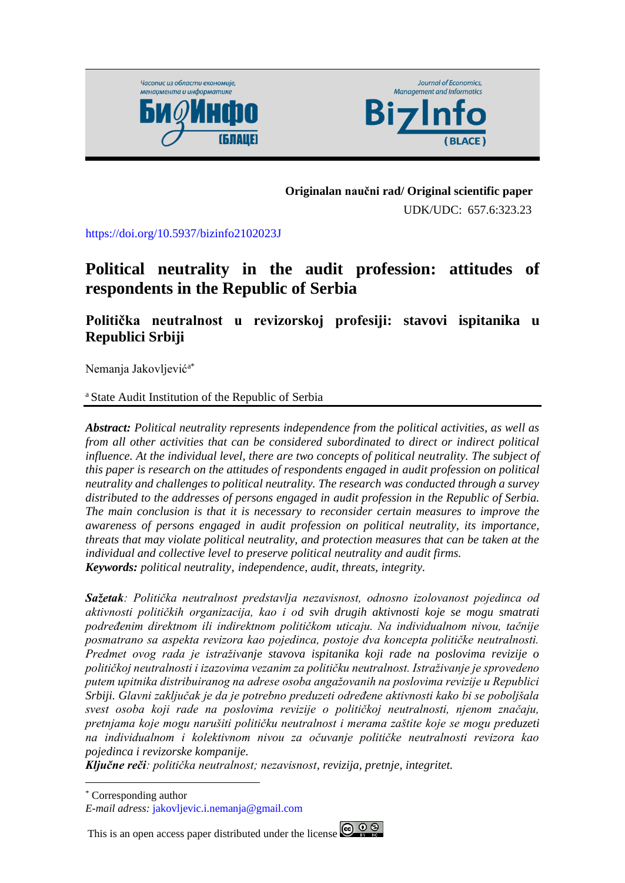**Originalan naučni rad/ Original scientific paper**

UDK/UDC: 657.6:323.23

https://doi.org/10.5937/bizinfo2102023J

# Political neutrality in the audit profession: attitudes of respondents in the Republic of Serbia

## Politička neutralnost u revizorskoj profesiji: stavovi ispitanika u Republici Srbiji

Nemanja Jakovljević[a*]

[a] State Audit Institution of the Republic of Serbia

***Abstract:*** *Political neutrality represents independence from the political activities, as well as from all other activities that can be considered subordinated to direct or indirect political influence. At the individual level, there are two concepts of political neutrality. The subject of this paper is research on the attitudes of respondents engaged in audit profession on political neutrality and challenges to political neutrality. The research was conducted through a survey distributed to the addresses of persons engaged in audit profession in the Republic of Serbia. The main conclusion is that it is necessary to reconsider certain measures to improve the awareness of persons engaged in audit profession on political neutrality, its importance, threats that may violate political neutrality, and protection measures that can be taken at the individual and collective level to preserve political neutrality and audit firms.*
***Keywords:*** *political neutrality, independence, audit, threats, integrity.*

***Sažetak****: Politička neutralnost predstavlja nezavisnost, odnosno izolovanost pojedinca od aktivnosti političkih organizacija, kao i od svih drugih aktivnosti koje se mogu smatrati podređenim direktnom ili indirektnom političkom uticaju. Na individualnom nivou, tačnije posmatrano sa aspekta revizora kao pojedinca, postoje dva koncepta političke neutralnosti. Predmet ovog rada je istraživanje stavova ispitanika koji rade na poslovima revizije o političkoj neutralnosti i izazovima vezanim za političku neutralnost. Istraživanje je sprovedeno putem upitnika distribuiranog na adrese osoba angažovanih na poslovima revizije u Republici Srbiji. Glavni zaključak je da je potrebno preduzeti određene aktivnosti kako bi se poboljšala svest osoba koji rade na poslovima revizije o političkoj neutralnosti, njenom značaju, pretnjama koje mogu narušiti političku neutralnost i merama zaštite koje se mogu preduzeti na individualnom i kolektivnom nivou za očuvanje političke neutralnosti revizora kao pojedinca i revizorske kompanije.*
***Ključne reči****: politička neutralnost; nezavisnost, revizija, pretnje, integritet.*

---

[*] Corresponding author
*E-mail adress:* jakovljevic.i.nemanja@gmail.com

This is an open access paper distributed under the license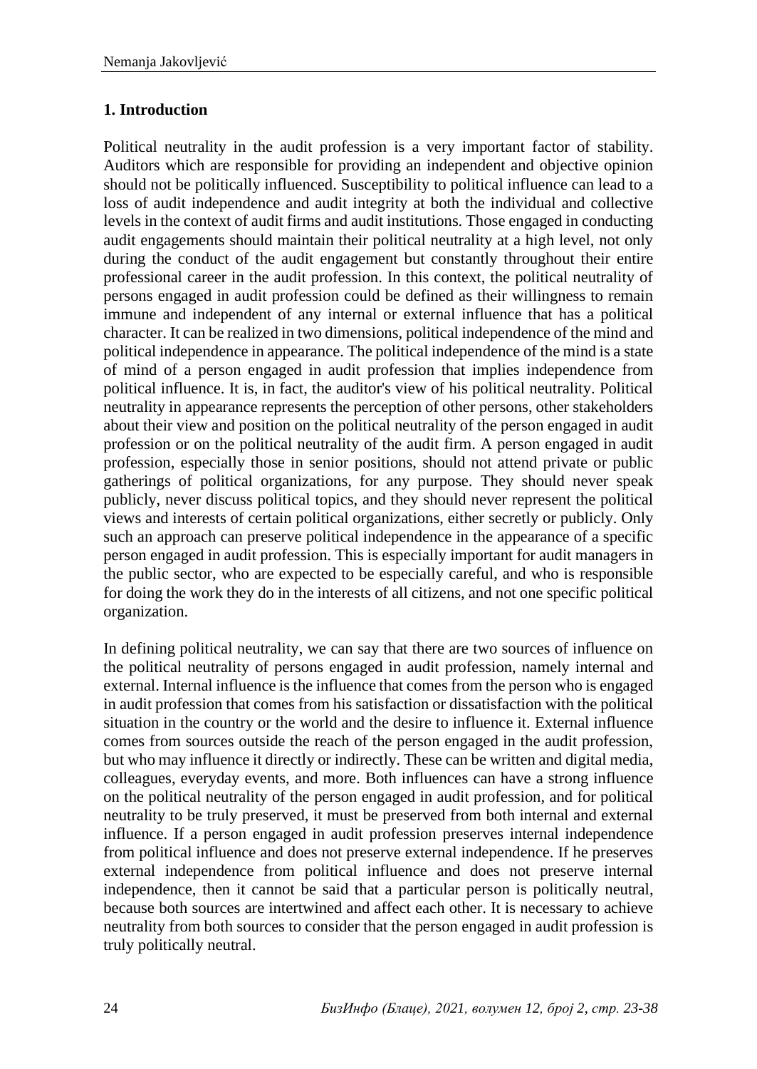## 1. Introduction

Political neutrality in the audit profession is a very important factor of stability. Auditors which are responsible for providing an independent and objective opinion should not be politically influenced. Susceptibility to political influence can lead to a loss of audit independence and audit integrity at both the individual and collective levels in the context of audit firms and audit institutions. Those engaged in conducting audit engagements should maintain their political neutrality at a high level, not only during the conduct of the audit engagement but constantly throughout their entire professional career in the audit profession. In this context, the political neutrality of persons engaged in audit profession could be defined as their willingness to remain immune and independent of any internal or external influence that has a political character. It can be realized in two dimensions, political independence of the mind and political independence in appearance. The political independence of the mind is a state of mind of a person engaged in audit profession that implies independence from political influence. It is, in fact, the auditor's view of his political neutrality. Political neutrality in appearance represents the perception of other persons, other stakeholders about their view and position on the political neutrality of the person engaged in audit profession or on the political neutrality of the audit firm. A person engaged in audit profession, especially those in senior positions, should not attend private or public gatherings of political organizations, for any purpose. They should never speak publicly, never discuss political topics, and they should never represent the political views and interests of certain political organizations, either secretly or publicly. Only such an approach can preserve political independence in the appearance of a specific person engaged in audit profession. This is especially important for audit managers in the public sector, who are expected to be especially careful, and who is responsible for doing the work they do in the interests of all citizens, and not one specific political organization.

In defining political neutrality, we can say that there are two sources of influence on the political neutrality of persons engaged in audit profession, namely internal and external. Internal influence is the influence that comes from the person who is engaged in audit profession that comes from his satisfaction or dissatisfaction with the political situation in the country or the world and the desire to influence it. External influence comes from sources outside the reach of the person engaged in the audit profession, but who may influence it directly or indirectly. These can be written and digital media, colleagues, everyday events, and more. Both influences can have a strong influence on the political neutrality of the person engaged in audit profession, and for political neutrality to be truly preserved, it must be preserved from both internal and external influence. If a person engaged in audit profession preserves internal independence from political influence and does not preserve external independence. If he preserves external independence from political influence and does not preserve internal independence, then it cannot be said that a particular person is politically neutral, because both sources are intertwined and affect each other. It is necessary to achieve neutrality from both sources to consider that the person engaged in audit profession is truly politically neutral.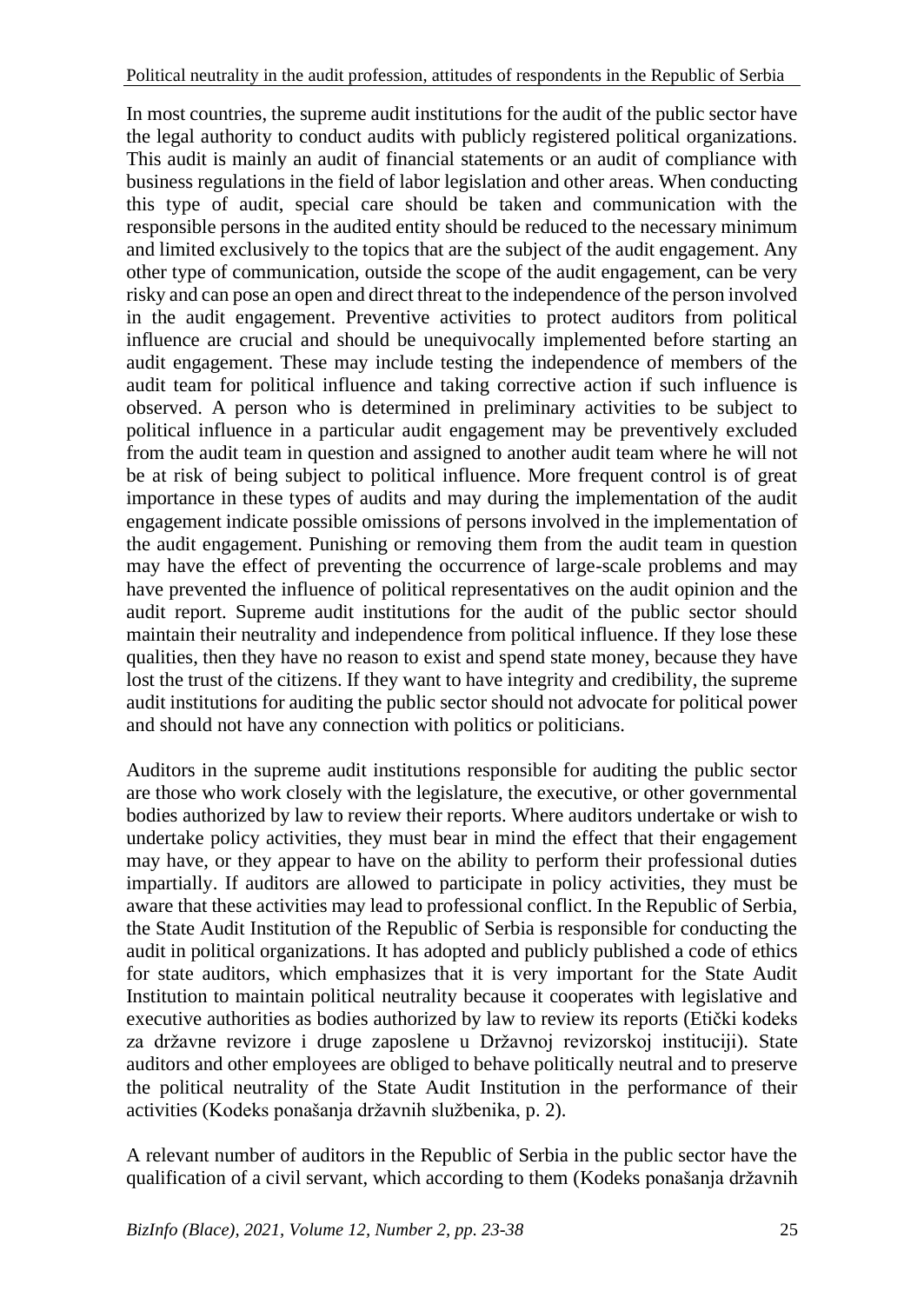In most countries, the supreme audit institutions for the audit of the public sector have the legal authority to conduct audits with publicly registered political organizations. This audit is mainly an audit of financial statements or an audit of compliance with business regulations in the field of labor legislation and other areas. When conducting this type of audit, special care should be taken and communication with the responsible persons in the audited entity should be reduced to the necessary minimum and limited exclusively to the topics that are the subject of the audit engagement. Any other type of communication, outside the scope of the audit engagement, can be very risky and can pose an open and direct threat to the independence of the person involved in the audit engagement. Preventive activities to protect auditors from political influence are crucial and should be unequivocally implemented before starting an audit engagement. These may include testing the independence of members of the audit team for political influence and taking corrective action if such influence is observed. A person who is determined in preliminary activities to be subject to political influence in a particular audit engagement may be preventively excluded from the audit team in question and assigned to another audit team where he will not be at risk of being subject to political influence. More frequent control is of great importance in these types of audits and may during the implementation of the audit engagement indicate possible omissions of persons involved in the implementation of the audit engagement. Punishing or removing them from the audit team in question may have the effect of preventing the occurrence of large-scale problems and may have prevented the influence of political representatives on the audit opinion and the audit report. Supreme audit institutions for the audit of the public sector should maintain their neutrality and independence from political influence. If they lose these qualities, then they have no reason to exist and spend state money, because they have lost the trust of the citizens. If they want to have integrity and credibility, the supreme audit institutions for auditing the public sector should not advocate for political power and should not have any connection with politics or politicians.

Auditors in the supreme audit institutions responsible for auditing the public sector are those who work closely with the legislature, the executive, or other governmental bodies authorized by law to review their reports. Where auditors undertake or wish to undertake policy activities, they must bear in mind the effect that their engagement may have, or they appear to have on the ability to perform their professional duties impartially. If auditors are allowed to participate in policy activities, they must be aware that these activities may lead to professional conflict. In the Republic of Serbia, the State Audit Institution of the Republic of Serbia is responsible for conducting the audit in political organizations. It has adopted and publicly published a code of ethics for state auditors, which emphasizes that it is very important for the State Audit Institution to maintain political neutrality because it cooperates with legislative and executive authorities as bodies authorized by law to review its reports (Etički kodeks za državne revizore i druge zaposlene u Državnoj revizorskoj instituciji). State auditors and other employees are obliged to behave politically neutral and to preserve the political neutrality of the State Audit Institution in the performance of their activities (Kodeks ponašanja državnih službenika, p. 2).

A relevant number of auditors in the Republic of Serbia in the public sector have the qualification of a civil servant, which according to them (Kodeks ponašanja državnih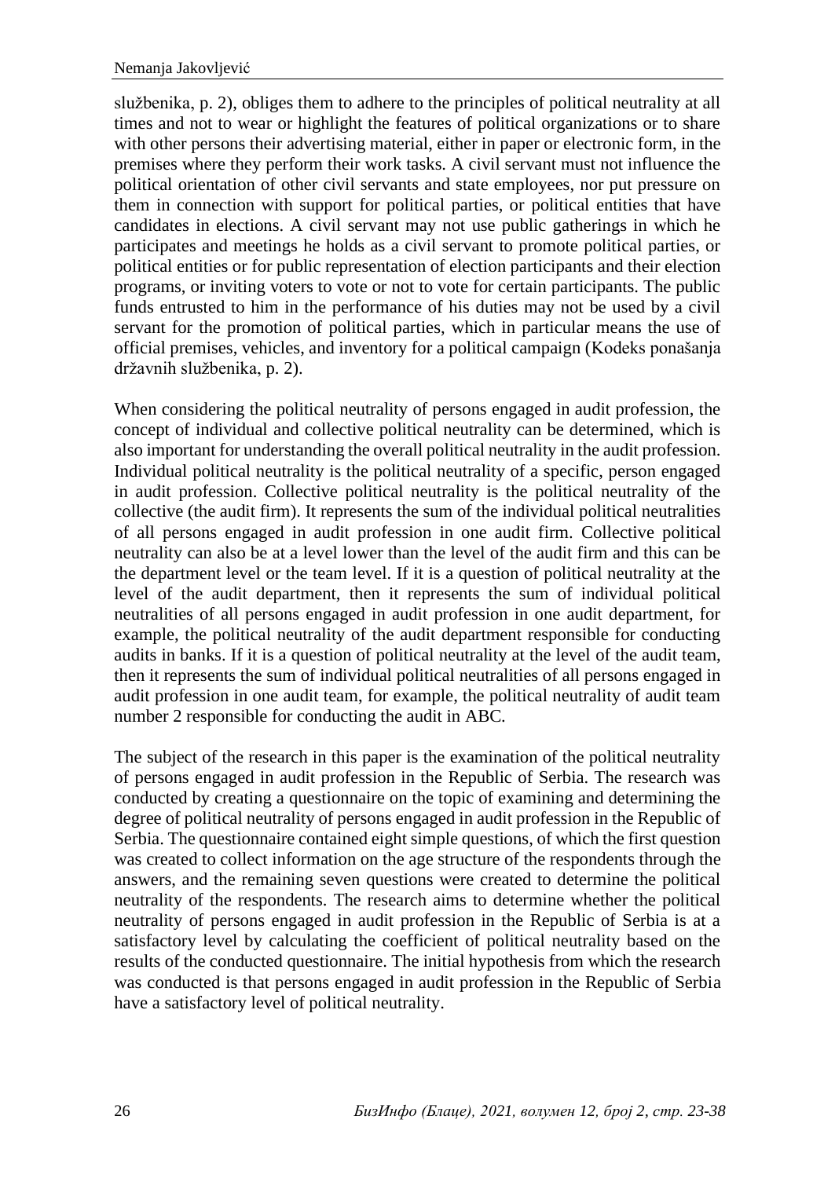službenika, p. 2), obliges them to adhere to the principles of political neutrality at all times and not to wear or highlight the features of political organizations or to share with other persons their advertising material, either in paper or electronic form, in the premises where they perform their work tasks. A civil servant must not influence the political orientation of other civil servants and state employees, nor put pressure on them in connection with support for political parties, or political entities that have candidates in elections. A civil servant may not use public gatherings in which he participates and meetings he holds as a civil servant to promote political parties, or political entities or for public representation of election participants and their election programs, or inviting voters to vote or not to vote for certain participants. The public funds entrusted to him in the performance of his duties may not be used by a civil servant for the promotion of political parties, which in particular means the use of official premises, vehicles, and inventory for a political campaign (Kodeks ponašanja državnih službenika, p. 2).

When considering the political neutrality of persons engaged in audit profession, the concept of individual and collective political neutrality can be determined, which is also important for understanding the overall political neutrality in the audit profession. Individual political neutrality is the political neutrality of a specific, person engaged in audit profession. Collective political neutrality is the political neutrality of the collective (the audit firm). It represents the sum of the individual political neutralities of all persons engaged in audit profession in one audit firm. Collective political neutrality can also be at a level lower than the level of the audit firm and this can be the department level or the team level. If it is a question of political neutrality at the level of the audit department, then it represents the sum of individual political neutralities of all persons engaged in audit profession in one audit department, for example, the political neutrality of the audit department responsible for conducting audits in banks. If it is a question of political neutrality at the level of the audit team, then it represents the sum of individual political neutralities of all persons engaged in audit profession in one audit team, for example, the political neutrality of audit team number 2 responsible for conducting the audit in ABC.

The subject of the research in this paper is the examination of the political neutrality of persons engaged in audit profession in the Republic of Serbia. The research was conducted by creating a questionnaire on the topic of examining and determining the degree of political neutrality of persons engaged in audit profession in the Republic of Serbia. The questionnaire contained eight simple questions, of which the first question was created to collect information on the age structure of the respondents through the answers, and the remaining seven questions were created to determine the political neutrality of the respondents. The research aims to determine whether the political neutrality of persons engaged in audit profession in the Republic of Serbia is at a satisfactory level by calculating the coefficient of political neutrality based on the results of the conducted questionnaire. The initial hypothesis from which the research was conducted is that persons engaged in audit profession in the Republic of Serbia have a satisfactory level of political neutrality.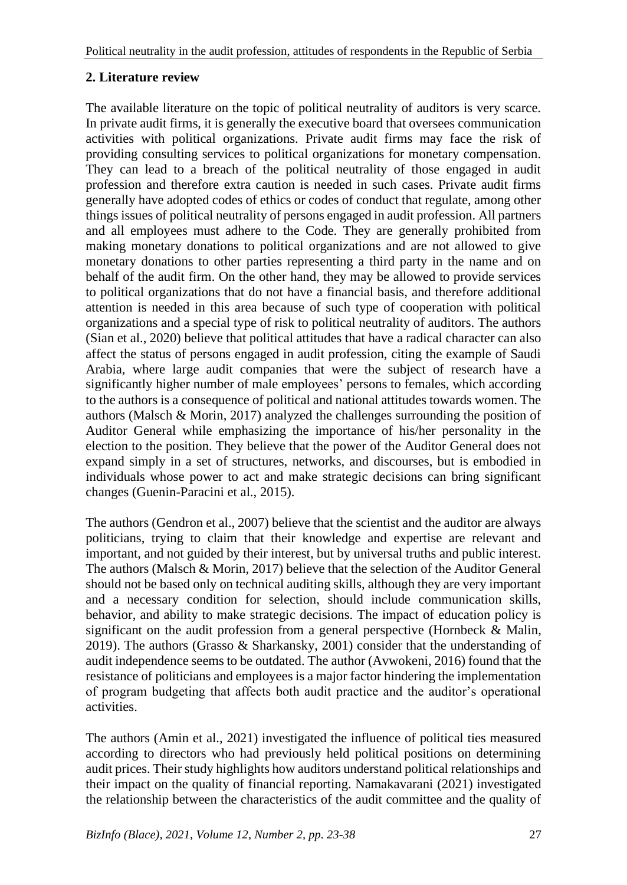## 2. Literature review

The available literature on the topic of political neutrality of auditors is very scarce. In private audit firms, it is generally the executive board that oversees communication activities with political organizations. Private audit firms may face the risk of providing consulting services to political organizations for monetary compensation. They can lead to a breach of the political neutrality of those engaged in audit profession and therefore extra caution is needed in such cases. Private audit firms generally have adopted codes of ethics or codes of conduct that regulate, among other things issues of political neutrality of persons engaged in audit profession. All partners and all employees must adhere to the Code. They are generally prohibited from making monetary donations to political organizations and are not allowed to give monetary donations to other parties representing a third party in the name and on behalf of the audit firm. On the other hand, they may be allowed to provide services to political organizations that do not have a financial basis, and therefore additional attention is needed in this area because of such type of cooperation with political organizations and a special type of risk to political neutrality of auditors. The authors (Sian et al., 2020) believe that political attitudes that have a radical character can also affect the status of persons engaged in audit profession, citing the example of Saudi Arabia, where large audit companies that were the subject of research have a significantly higher number of male employees' persons to females, which according to the authors is a consequence of political and national attitudes towards women. The authors (Malsch & Morin, 2017) analyzed the challenges surrounding the position of Auditor General while emphasizing the importance of his/her personality in the election to the position. They believe that the power of the Auditor General does not expand simply in a set of structures, networks, and discourses, but is embodied in individuals whose power to act and make strategic decisions can bring significant changes (Guenin-Paracini et al., 2015).

The authors (Gendron et al., 2007) believe that the scientist and the auditor are always politicians, trying to claim that their knowledge and expertise are relevant and important, and not guided by their interest, but by universal truths and public interest. The authors (Malsch & Morin, 2017) believe that the selection of the Auditor General should not be based only on technical auditing skills, although they are very important and a necessary condition for selection, should include communication skills, behavior, and ability to make strategic decisions. The impact of education policy is significant on the audit profession from a general perspective (Hornbeck & Malin, 2019). The authors (Grasso & Sharkansky, 2001) consider that the understanding of audit independence seems to be outdated. The author (Avwokeni, 2016) found that the resistance of politicians and employees is a major factor hindering the implementation of program budgeting that affects both audit practice and the auditor's operational activities.

The authors (Amin et al., 2021) investigated the influence of political ties measured according to directors who had previously held political positions on determining audit prices. Their study highlights how auditors understand political relationships and their impact on the quality of financial reporting. Namakavarani (2021) investigated the relationship between the characteristics of the audit committee and the quality of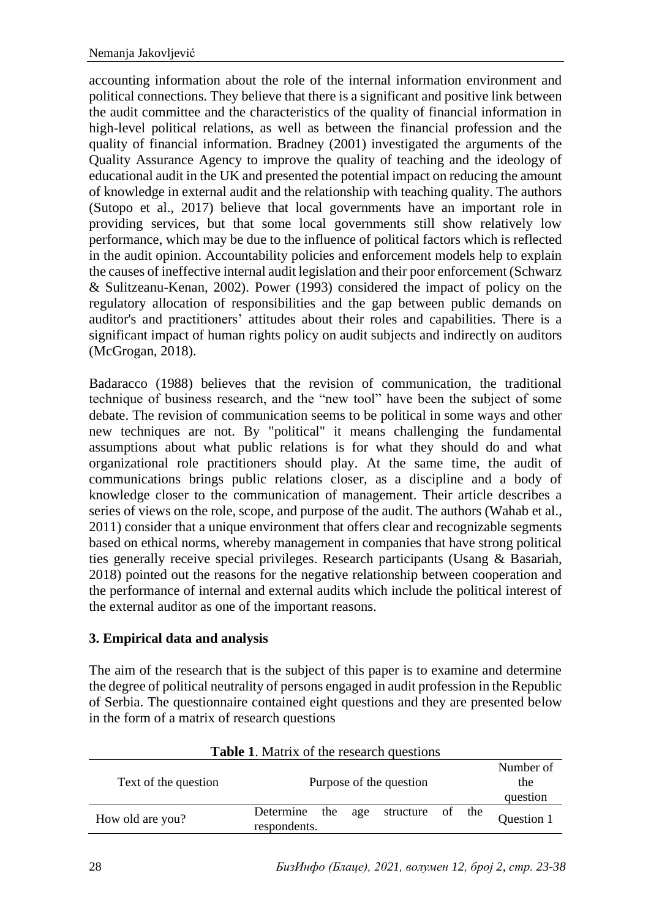accounting information about the role of the internal information environment and political connections. They believe that there is a significant and positive link between the audit committee and the characteristics of the quality of financial information in high-level political relations, as well as between the financial profession and the quality of financial information. Bradney (2001) investigated the arguments of the Quality Assurance Agency to improve the quality of teaching and the ideology of educational audit in the UK and presented the potential impact on reducing the amount of knowledge in external audit and the relationship with teaching quality. The authors (Sutopo et al., 2017) believe that local governments have an important role in providing services, but that some local governments still show relatively low performance, which may be due to the influence of political factors which is reflected in the audit opinion. Accountability policies and enforcement models help to explain the causes of ineffective internal audit legislation and their poor enforcement (Schwarz & Sulitzeanu-Kenan, 2002). Power (1993) considered the impact of policy on the regulatory allocation of responsibilities and the gap between public demands on auditor's and practitioners' attitudes about their roles and capabilities. There is a significant impact of human rights policy on audit subjects and indirectly on auditors (McGrogan, 2018).

Badaracco (1988) believes that the revision of communication, the traditional technique of business research, and the "new tool" have been the subject of some debate. The revision of communication seems to be political in some ways and other new techniques are not. By "political" it means challenging the fundamental assumptions about what public relations is for what they should do and what organizational role practitioners should play. At the same time, the audit of communications brings public relations closer, as a discipline and a body of knowledge closer to the communication of management. Their article describes a series of views on the role, scope, and purpose of the audit. The authors (Wahab et al., 2011) consider that a unique environment that offers clear and recognizable segments based on ethical norms, whereby management in companies that have strong political ties generally receive special privileges. Research participants (Usang & Basariah, 2018) pointed out the reasons for the negative relationship between cooperation and the performance of internal and external audits which include the political interest of the external auditor as one of the important reasons.

## 3. Empirical data and analysis

The aim of the research that is the subject of this paper is to examine and determine the degree of political neutrality of persons engaged in audit profession in the Republic of Serbia. The questionnaire contained eight questions and they are presented below in the form of a matrix of research questions

**Table 1**. Matrix of the research questions

| Text of the question | Purpose of the question | Number of the question |
|---|---|---|
| How old are you? | Determine the age structure of the respondents. | Question 1 |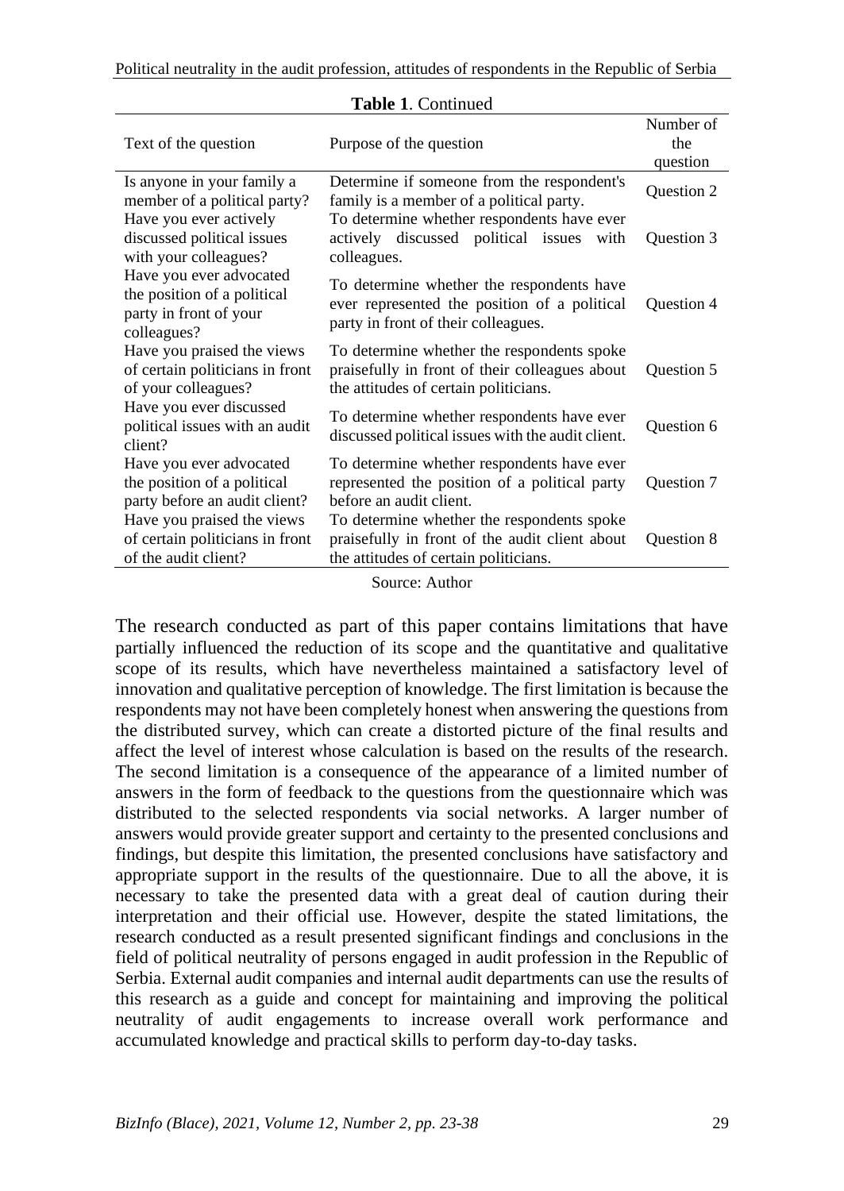**Table 1**. Continued

| Text of the question | Purpose of the question | Number of the question |
|---|---|---|
| Is anyone in your family a member of a political party? | Determine if someone from the respondent's family is a member of a political party. | Question 2 |
| Have you ever actively discussed political issues with your colleagues? | To determine whether respondents have ever actively discussed political issues with colleagues. | Question 3 |
| Have you ever advocated the position of a political party in front of your colleagues? | To determine whether the respondents have ever represented the position of a political party in front of their colleagues. | Question 4 |
| Have you praised the views of certain politicians in front of your colleagues? | To determine whether the respondents spoke praisefully in front of their colleagues about the attitudes of certain politicians. | Question 5 |
| Have you ever discussed political issues with an audit client? | To determine whether respondents have ever discussed political issues with the audit client. | Question 6 |
| Have you ever advocated the position of a political party before an audit client? | To determine whether respondents have ever represented the position of a political party before an audit client. | Question 7 |
| Have you praised the views of certain politicians in front of the audit client? | To determine whether the respondents spoke praisefully in front of the audit client about the attitudes of certain politicians. | Question 8 |

Source: Author

The research conducted as part of this paper contains limitations that have partially influenced the reduction of its scope and the quantitative and qualitative scope of its results, which have nevertheless maintained a satisfactory level of innovation and qualitative perception of knowledge. The first limitation is because the respondents may not have been completely honest when answering the questions from the distributed survey, which can create a distorted picture of the final results and affect the level of interest whose calculation is based on the results of the research. The second limitation is a consequence of the appearance of a limited number of answers in the form of feedback to the questions from the questionnaire which was distributed to the selected respondents via social networks. A larger number of answers would provide greater support and certainty to the presented conclusions and findings, but despite this limitation, the presented conclusions have satisfactory and appropriate support in the results of the questionnaire. Due to all the above, it is necessary to take the presented data with a great deal of caution during their interpretation and their official use. However, despite the stated limitations, the research conducted as a result presented significant findings and conclusions in the field of political neutrality of persons engaged in audit profession in the Republic of Serbia. External audit companies and internal audit departments can use the results of this research as a guide and concept for maintaining and improving the political neutrality of audit engagements to increase overall work performance and accumulated knowledge and practical skills to perform day-to-day tasks.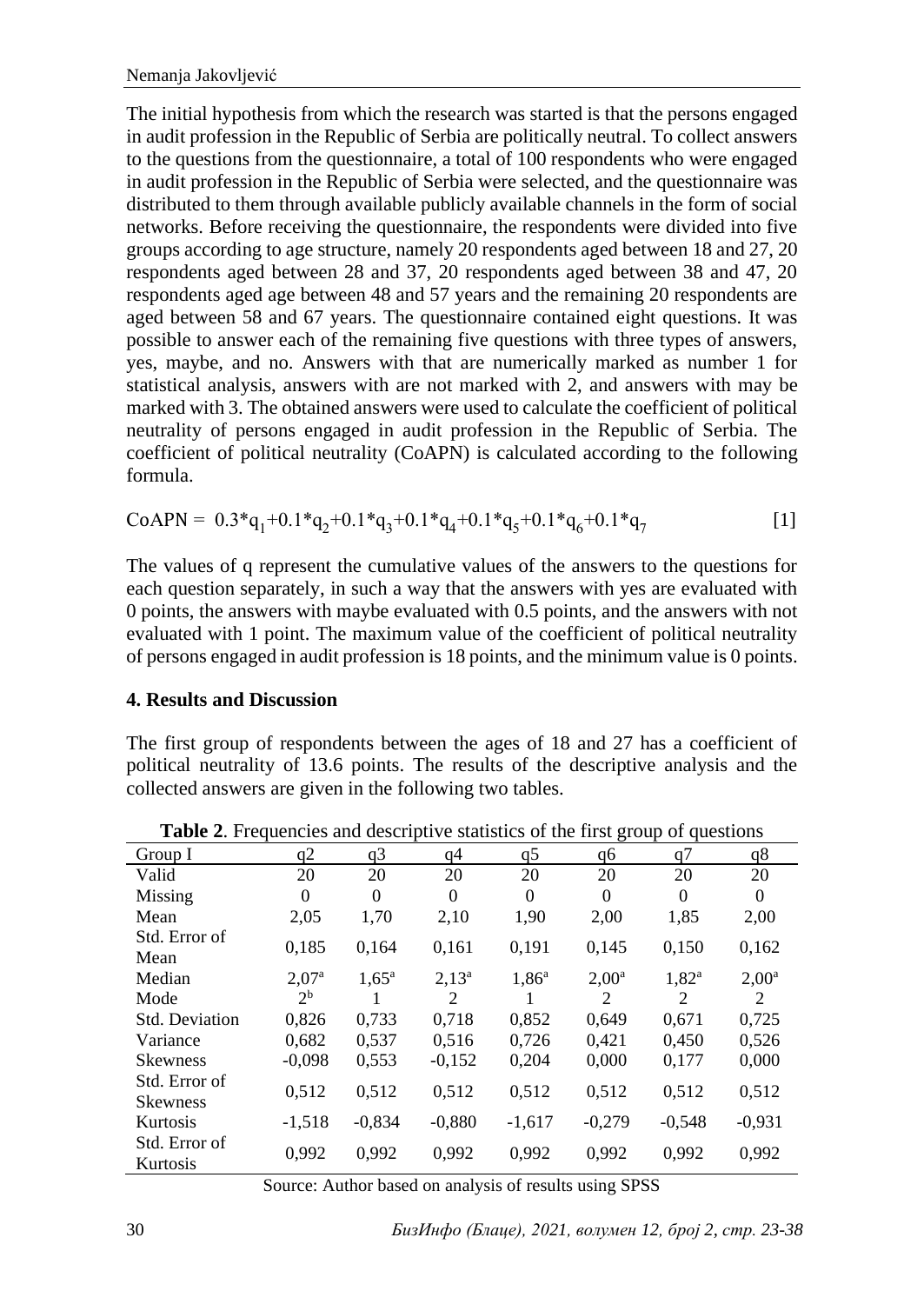The initial hypothesis from which the research was started is that the persons engaged in audit profession in the Republic of Serbia are politically neutral. To collect answers to the questions from the questionnaire, a total of 100 respondents who were engaged in audit profession in the Republic of Serbia were selected, and the questionnaire was distributed to them through available publicly available channels in the form of social networks. Before receiving the questionnaire, the respondents were divided into five groups according to age structure, namely 20 respondents aged between 18 and 27, 20 respondents aged between 28 and 37, 20 respondents aged between 38 and 47, 20 respondents aged age between 48 and 57 years and the remaining 20 respondents are aged between 58 and 67 years. The questionnaire contained eight questions. It was possible to answer each of the remaining five questions with three types of answers, yes, maybe, and no. Answers with that are numerically marked as number 1 for statistical analysis, answers with are not marked with 2, and answers with may be marked with 3. The obtained answers were used to calculate the coefficient of political neutrality of persons engaged in audit profession in the Republic of Serbia. The coefficient of political neutrality (CoAPN) is calculated according to the following formula.

$$\text{CoAPN} = 0.3*q_1+0.1*q_2+0.1*q_3+0.1*q_4+0.1*q_5+0.1*q_6+0.1*q_7 \quad [1]$$

The values of q represent the cumulative values of the answers to the questions for each question separately, in such a way that the answers with yes are evaluated with 0 points, the answers with maybe evaluated with 0.5 points, and the answers with not evaluated with 1 point. The maximum value of the coefficient of political neutrality of persons engaged in audit profession is 18 points, and the minimum value is 0 points.

## 4. Results and Discussion

The first group of respondents between the ages of 18 and 27 has a coefficient of political neutrality of 13.6 points. The results of the descriptive analysis and the collected answers are given in the following two tables.

**Table 2**. Frequencies and descriptive statistics of the first group of questions

| Group I | q2 | q3 | q4 | q5 | q6 | q7 | q8 |
|---|---|---|---|---|---|---|---|
| Valid | 20 | 20 | 20 | 20 | 20 | 20 | 20 |
| Missing | 0 | 0 | 0 | 0 | 0 | 0 | 0 |
| Mean | 2,05 | 1,70 | 2,10 | 1,90 | 2,00 | 1,85 | 2,00 |
| Std. Error of Mean | 0,185 | 0,164 | 0,161 | 0,191 | 0,145 | 0,150 | 0,162 |
| Median | 2,07[a] | 1,65[a] | 2,13[a] | 1,86[a] | 2,00[a] | 1,82[a] | 2,00[a] |
| Mode | 2[b] | 1 | 2 | 1 | 2 | 2 | 2 |
| Std. Deviation | 0,826 | 0,733 | 0,718 | 0,852 | 0,649 | 0,671 | 0,725 |
| Variance | 0,682 | 0,537 | 0,516 | 0,726 | 0,421 | 0,450 | 0,526 |
| Skewness | -0,098 | 0,553 | -0,152 | 0,204 | 0,000 | 0,177 | 0,000 |
| Std. Error of Skewness | 0,512 | 0,512 | 0,512 | 0,512 | 0,512 | 0,512 | 0,512 |
| Kurtosis | -1,518 | -0,834 | -0,880 | -1,617 | -0,279 | -0,548 | -0,931 |
| Std. Error of Kurtosis | 0,992 | 0,992 | 0,992 | 0,992 | 0,992 | 0,992 | 0,992 |

Source: Author based on analysis of results using SPSS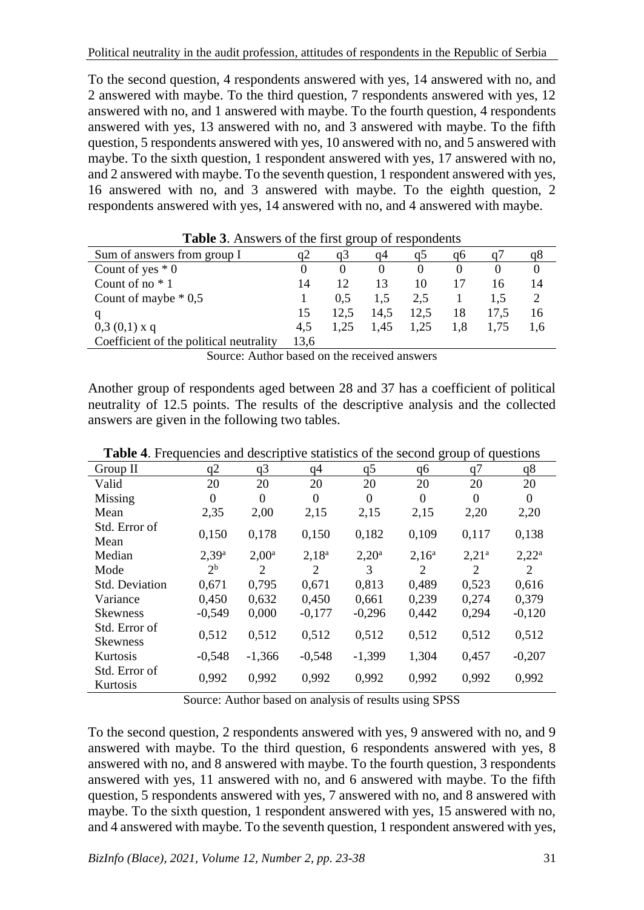To the second question, 4 respondents answered with yes, 14 answered with no, and 2 answered with maybe. To the third question, 7 respondents answered with yes, 12 answered with no, and 1 answered with maybe. To the fourth question, 4 respondents answered with yes, 13 answered with no, and 3 answered with maybe. To the fifth question, 5 respondents answered with yes, 10 answered with no, and 5 answered with maybe. To the sixth question, 1 respondent answered with yes, 17 answered with no, and 2 answered with maybe. To the seventh question, 1 respondent answered with yes, 16 answered with no, and 3 answered with maybe. To the eighth question, 2 respondents answered with yes, 14 answered with no, and 4 answered with maybe.

**Table 3**. Answers of the first group of respondents

| Sum of answers from group I | q2 | q3 | q4 | q5 | q6 | q7 | q8 |
|---|---|---|---|---|---|---|---|
| Count of yes * 0 | 0 | 0 | 0 | 0 | 0 | 0 | 0 |
| Count of no * 1 | 14 | 12 | 13 | 10 | 17 | 16 | 14 |
| Count of maybe * 0,5 | 1 | 0,5 | 1,5 | 2,5 | 1 | 1,5 | 2 |
| q | 15 | 12,5 | 14,5 | 12,5 | 18 | 17,5 | 16 |
| 0,3 (0,1) x q | 4,5 | 1,25 | 1,45 | 1,25 | 1,8 | 1,75 | 1,6 |
| Coefficient of the political neutrality | 13,6 | | | | | | |

Source: Author based on the received answers

Another group of respondents aged between 28 and 37 has a coefficient of political neutrality of 12.5 points. The results of the descriptive analysis and the collected answers are given in the following two tables.

**Table 4**. Frequencies and descriptive statistics of the second group of questions

| Group II | q2 | q3 | q4 | q5 | q6 | q7 | q8 |
|---|---|---|---|---|---|---|---|
| Valid | 20 | 20 | 20 | 20 | 20 | 20 | 20 |
| Missing | 0 | 0 | 0 | 0 | 0 | 0 | 0 |
| Mean | 2,35 | 2,00 | 2,15 | 2,15 | 2,15 | 2,20 | 2,20 |
| Std. Error of Mean | 0,150 | 0,178 | 0,150 | 0,182 | 0,109 | 0,117 | 0,138 |
| Median | 2,39[a] | 2,00[a] | 2,18[a] | 2,20[a] | 2,16[a] | 2,21[a] | 2,22[a] |
| Mode | 2[b] | 2 | 2 | 3 | 2 | 2 | 2 |
| Std. Deviation | 0,671 | 0,795 | 0,671 | 0,813 | 0,489 | 0,523 | 0,616 |
| Variance | 0,450 | 0,632 | 0,450 | 0,661 | 0,239 | 0,274 | 0,379 |
| Skewness | -0,549 | 0,000 | -0,177 | -0,296 | 0,442 | 0,294 | -0,120 |
| Std. Error of Skewness | 0,512 | 0,512 | 0,512 | 0,512 | 0,512 | 0,512 | 0,512 |
| Kurtosis | -0,548 | -1,366 | -0,548 | -1,399 | 1,304 | 0,457 | -0,207 |
| Std. Error of Kurtosis | 0,992 | 0,992 | 0,992 | 0,992 | 0,992 | 0,992 | 0,992 |

Source: Author based on analysis of results using SPSS

To the second question, 2 respondents answered with yes, 9 answered with no, and 9 answered with maybe. To the third question, 6 respondents answered with yes, 8 answered with no, and 8 answered with maybe. To the fourth question, 3 respondents answered with yes, 11 answered with no, and 6 answered with maybe. To the fifth question, 5 respondents answered with yes, 7 answered with no, and 8 answered with maybe. To the sixth question, 1 respondent answered with yes, 15 answered with no, and 4 answered with maybe. To the seventh question, 1 respondent answered with yes,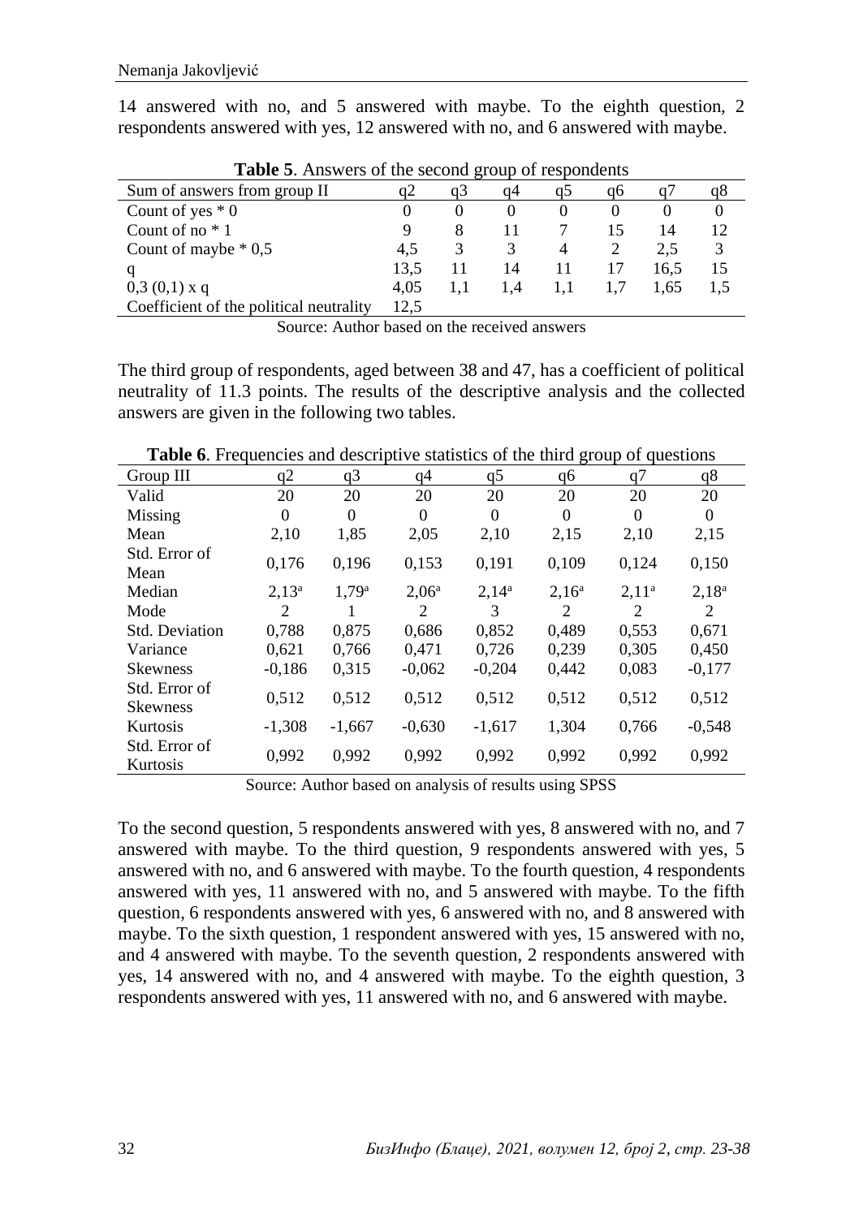14 answered with no, and 5 answered with maybe. To the eighth question, 2 respondents answered with yes, 12 answered with no, and 6 answered with maybe.

**Table 5**. Answers of the second group of respondents

| Sum of answers from group II | q2 | q3 | q4 | q5 | q6 | q7 | q8 |
|---|---|---|---|---|---|---|---|
| Count of yes * 0 | 0 | 0 | 0 | 0 | 0 | 0 | 0 |
| Count of no * 1 | 9 | 8 | 11 | 7 | 15 | 14 | 12 |
| Count of maybe * 0,5 | 4,5 | 3 | 3 | 4 | 2 | 2,5 | 3 |
| q | 13,5 | 11 | 14 | 11 | 17 | 16,5 | 15 |
| 0,3 (0,1) x q | 4,05 | 1,1 | 1,4 | 1,1 | 1,7 | 1,65 | 1,5 |
| Coefficient of the political neutrality | 12,5 | | | | | | |

Source: Author based on the received answers

The third group of respondents, aged between 38 and 47, has a coefficient of political neutrality of 11.3 points. The results of the descriptive analysis and the collected answers are given in the following two tables.

**Table 6**. Frequencies and descriptive statistics of the third group of questions

| Group III | q2 | q3 | q4 | q5 | q6 | q7 | q8 |
|---|---|---|---|---|---|---|---|
| Valid | 20 | 20 | 20 | 20 | 20 | 20 | 20 |
| Missing | 0 | 0 | 0 | 0 | 0 | 0 | 0 |
| Mean | 2,10 | 1,85 | 2,05 | 2,10 | 2,15 | 2,10 | 2,15 |
| Std. Error of Mean | 0,176 | 0,196 | 0,153 | 0,191 | 0,109 | 0,124 | 0,150 |
| Median | 2,13[a] | 1,79[a] | 2,06[a] | 2,14[a] | 2,16[a] | 2,11[a] | 2,18[a] |
| Mode | 2 | 1 | 2 | 3 | 2 | 2 | 2 |
| Std. Deviation | 0,788 | 0,875 | 0,686 | 0,852 | 0,489 | 0,553 | 0,671 |
| Variance | 0,621 | 0,766 | 0,471 | 0,726 | 0,239 | 0,305 | 0,450 |
| Skewness | -0,186 | 0,315 | -0,062 | -0,204 | 0,442 | 0,083 | -0,177 |
| Std. Error of Skewness | 0,512 | 0,512 | 0,512 | 0,512 | 0,512 | 0,512 | 0,512 |
| Kurtosis | -1,308 | -1,667 | -0,630 | -1,617 | 1,304 | 0,766 | -0,548 |
| Std. Error of Kurtosis | 0,992 | 0,992 | 0,992 | 0,992 | 0,992 | 0,992 | 0,992 |

Source: Author based on analysis of results using SPSS

To the second question, 5 respondents answered with yes, 8 answered with no, and 7 answered with maybe. To the third question, 9 respondents answered with yes, 5 answered with no, and 6 answered with maybe. To the fourth question, 4 respondents answered with yes, 11 answered with no, and 5 answered with maybe. To the fifth question, 6 respondents answered with yes, 6 answered with no, and 8 answered with maybe. To the sixth question, 1 respondent answered with yes, 15 answered with no, and 4 answered with maybe. To the seventh question, 2 respondents answered with yes, 14 answered with no, and 4 answered with maybe. To the eighth question, 3 respondents answered with yes, 11 answered with no, and 6 answered with maybe.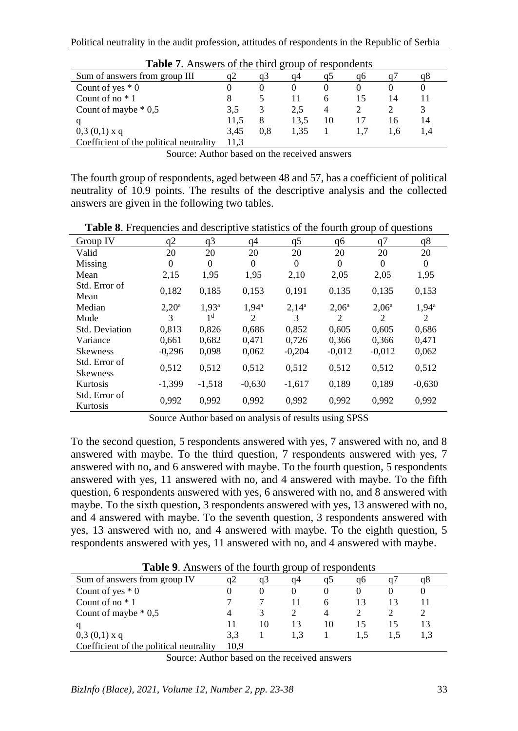**Table 7**. Answers of the third group of respondents

| Sum of answers from group III | q2 | q3 | q4 | q5 | q6 | q7 | q8 |
|---|---|---|---|---|---|---|---|
| Count of yes * 0 | 0 | 0 | 0 | 0 | 0 | 0 | 0 |
| Count of no * 1 | 8 | 5 | 11 | 6 | 15 | 14 | 11 |
| Count of maybe * 0,5 | 3,5 | 3 | 2,5 | 4 | 2 | 2 | 3 |
| q | 11,5 | 8 | 13,5 | 10 | 17 | 16 | 14 |
| 0,3 (0,1) x q | 3,45 | 0,8 | 1,35 | 1 | 1,7 | 1,6 | 1,4 |
| Coefficient of the political neutrality | 11,3 | | | | | | |

Source: Author based on the received answers

The fourth group of respondents, aged between 48 and 57, has a coefficient of political neutrality of 10.9 points. The results of the descriptive analysis and the collected answers are given in the following two tables.

**Table 8**. Frequencies and descriptive statistics of the fourth group of questions

| Group IV | q2 | q3 | q4 | q5 | q6 | q7 | q8 |
|---|---|---|---|---|---|---|---|
| Valid | 20 | 20 | 20 | 20 | 20 | 20 | 20 |
| Missing | 0 | 0 | 0 | 0 | 0 | 0 | 0 |
| Mean | 2,15 | 1,95 | 1,95 | 2,10 | 2,05 | 2,05 | 1,95 |
| Std. Error of Mean | 0,182 | 0,185 | 0,153 | 0,191 | 0,135 | 0,135 | 0,153 |
| Median | 2,20[a] | 1,93[a] | 1,94[a] | 2,14[a] | 2,06[a] | 2,06[a] | 1,94[a] |
| Mode | 3 | 1[d] | 2 | 3 | 2 | 2 | 2 |
| Std. Deviation | 0,813 | 0,826 | 0,686 | 0,852 | 0,605 | 0,605 | 0,686 |
| Variance | 0,661 | 0,682 | 0,471 | 0,726 | 0,366 | 0,366 | 0,471 |
| Skewness | -0,296 | 0,098 | 0,062 | -0,204 | -0,012 | -0,012 | 0,062 |
| Std. Error of Skewness | 0,512 | 0,512 | 0,512 | 0,512 | 0,512 | 0,512 | 0,512 |
| Kurtosis | -1,399 | -1,518 | -0,630 | -1,617 | 0,189 | 0,189 | -0,630 |
| Std. Error of Kurtosis | 0,992 | 0,992 | 0,992 | 0,992 | 0,992 | 0,992 | 0,992 |

Source Author based on analysis of results using SPSS

To the second question, 5 respondents answered with yes, 7 answered with no, and 8 answered with maybe. To the third question, 7 respondents answered with yes, 7 answered with no, and 6 answered with maybe. To the fourth question, 5 respondents answered with yes, 11 answered with no, and 4 answered with maybe. To the fifth question, 6 respondents answered with yes, 6 answered with no, and 8 answered with maybe. To the sixth question, 3 respondents answered with yes, 13 answered with no, and 4 answered with maybe. To the seventh question, 3 respondents answered with yes, 13 answered with no, and 4 answered with maybe. To the eighth question, 5 respondents answered with yes, 11 answered with no, and 4 answered with maybe.

**Table 9**. Answers of the fourth group of respondents

| Sum of answers from group IV | q2 | q3 | q4 | q5 | q6 | q7 | q8 |
|---|---|---|---|---|---|---|---|
| Count of yes * 0 | 0 | 0 | 0 | 0 | 0 | 0 | 0 |
| Count of no * 1 | 7 | 7 | 11 | 6 | 13 | 13 | 11 |
| Count of maybe * 0,5 | 4 | 3 | 2 | 4 | 2 | 2 | 2 |
| q | 11 | 10 | 13 | 10 | 15 | 15 | 13 |
| 0,3 (0,1) x q | 3,3 | 1 | 1,3 | 1 | 1,5 | 1,5 | 1,3 |
| Coefficient of the political neutrality | 10,9 | | | | | | |

Source: Author based on the received answers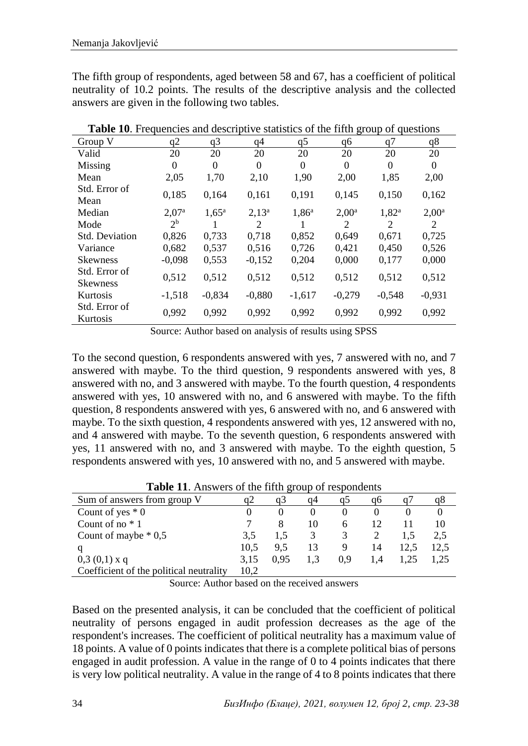The fifth group of respondents, aged between 58 and 67, has a coefficient of political neutrality of 10.2 points. The results of the descriptive analysis and the collected answers are given in the following two tables.

**Table 10**. Frequencies and descriptive statistics of the fifth group of questions

| Group V | q2 | q3 | q4 | q5 | q6 | q7 | q8 |
|---|---|---|---|---|---|---|---|
| Valid | 20 | 20 | 20 | 20 | 20 | 20 | 20 |
| Missing | 0 | 0 | 0 | 0 | 0 | 0 | 0 |
| Mean | 2,05 | 1,70 | 2,10 | 1,90 | 2,00 | 1,85 | 2,00 |
| Std. Error of Mean | 0,185 | 0,164 | 0,161 | 0,191 | 0,145 | 0,150 | 0,162 |
| Median | 2,07[a] | 1,65[a] | 2,13[a] | 1,86[a] | 2,00[a] | 1,82[a] | 2,00[a] |
| Mode | 2[b] | 1 | 2 | 1 | 2 | 2 | 2 |
| Std. Deviation | 0,826 | 0,733 | 0,718 | 0,852 | 0,649 | 0,671 | 0,725 |
| Variance | 0,682 | 0,537 | 0,516 | 0,726 | 0,421 | 0,450 | 0,526 |
| Skewness | -0,098 | 0,553 | -0,152 | 0,204 | 0,000 | 0,177 | 0,000 |
| Std. Error of Skewness | 0,512 | 0,512 | 0,512 | 0,512 | 0,512 | 0,512 | 0,512 |
| Kurtosis | -1,518 | -0,834 | -0,880 | -1,617 | -0,279 | -0,548 | -0,931 |
| Std. Error of Kurtosis | 0,992 | 0,992 | 0,992 | 0,992 | 0,992 | 0,992 | 0,992 |

Source: Author based on analysis of results using SPSS

To the second question, 6 respondents answered with yes, 7 answered with no, and 7 answered with maybe. To the third question, 9 respondents answered with yes, 8 answered with no, and 3 answered with maybe. To the fourth question, 4 respondents answered with yes, 10 answered with no, and 6 answered with maybe. To the fifth question, 8 respondents answered with yes, 6 answered with no, and 6 answered with maybe. To the sixth question, 4 respondents answered with yes, 12 answered with no, and 4 answered with maybe. To the seventh question, 6 respondents answered with yes, 11 answered with no, and 3 answered with maybe. To the eighth question, 5 respondents answered with yes, 10 answered with no, and 5 answered with maybe.

**Table 11**. Answers of the fifth group of respondents

| Sum of answers from group V | q2 | q3 | q4 | q5 | q6 | q7 | q8 |
|---|---|---|---|---|---|---|---|
| Count of yes * 0 | 0 | 0 | 0 | 0 | 0 | 0 | 0 |
| Count of no * 1 | 7 | 8 | 10 | 6 | 12 | 11 | 10 |
| Count of maybe * 0,5 | 3,5 | 1,5 | 3 | 3 | 2 | 1,5 | 2,5 |
| q | 10,5 | 9,5 | 13 | 9 | 14 | 12,5 | 12,5 |
| 0,3 (0,1) x q | 3,15 | 0,95 | 1,3 | 0,9 | 1,4 | 1,25 | 1,25 |
| Coefficient of the political neutrality | 10,2 | | | | | | |

Source: Author based on the received answers

Based on the presented analysis, it can be concluded that the coefficient of political neutrality of persons engaged in audit profession decreases as the age of the respondent's increases. The coefficient of political neutrality has a maximum value of 18 points. A value of 0 points indicates that there is a complete political bias of persons engaged in audit profession. A value in the range of 0 to 4 points indicates that there is very low political neutrality. A value in the range of 4 to 8 points indicates that there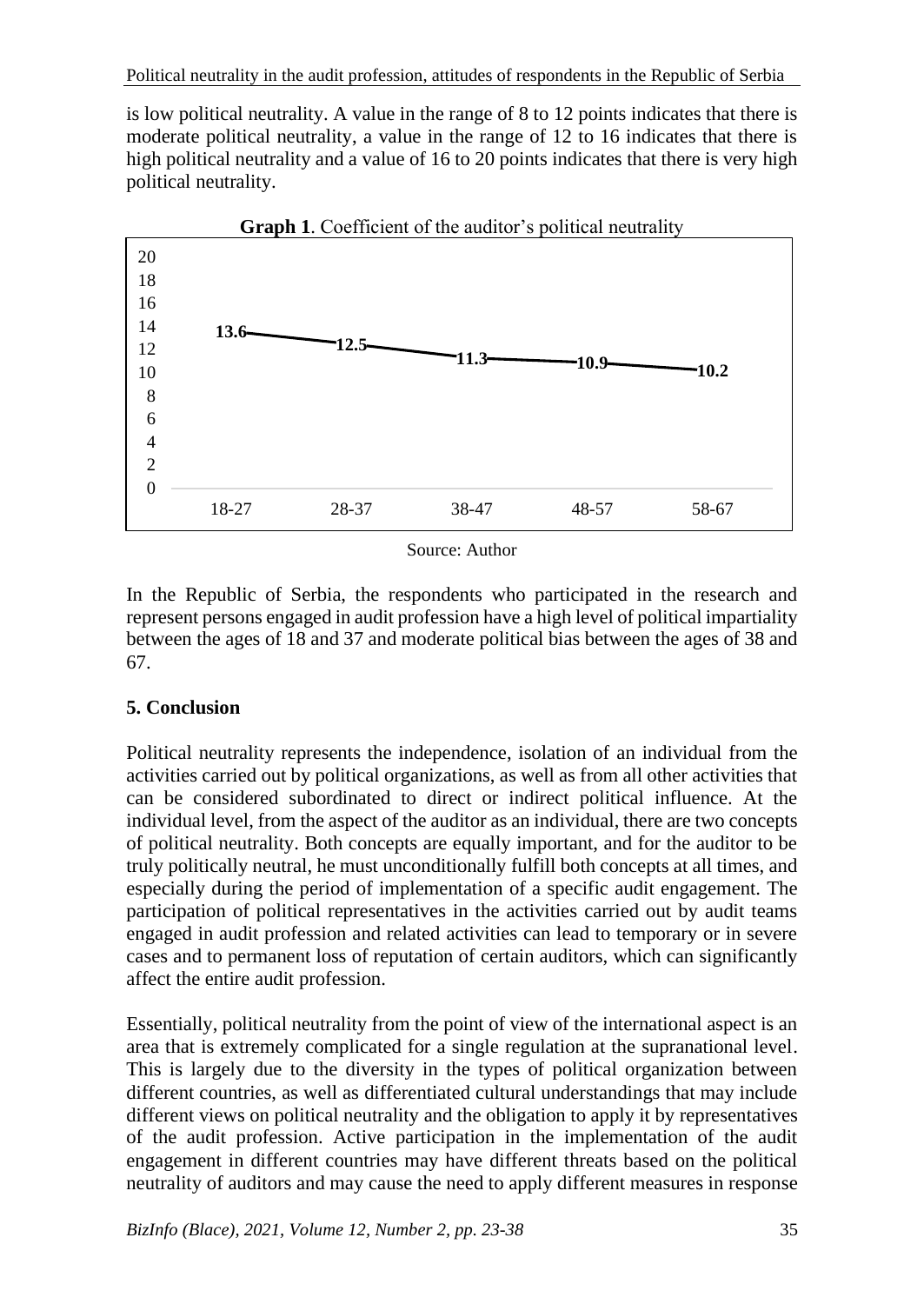is low political neutrality. A value in the range of 8 to 12 points indicates that there is moderate political neutrality, a value in the range of 12 to 16 indicates that there is high political neutrality and a value of 16 to 20 points indicates that there is very high political neutrality.

**Graph 1**. Coefficient of the auditor's political neutrality

| 18-27 | 28-37 | 38-47 | 48-57 | 58-67 |
|---|---|---|---|---|
| 13.6 | 12.5 | 11.3 | 10.9 | 10.2 |

Source: Author

In the Republic of Serbia, the respondents who participated in the research and represent persons engaged in audit profession have a high level of political impartiality between the ages of 18 and 37 and moderate political bias between the ages of 38 and 67.

## 5. Conclusion

Political neutrality represents the independence, isolation of an individual from the activities carried out by political organizations, as well as from all other activities that can be considered subordinated to direct or indirect political influence. At the individual level, from the aspect of the auditor as an individual, there are two concepts of political neutrality. Both concepts are equally important, and for the auditor to be truly politically neutral, he must unconditionally fulfill both concepts at all times, and especially during the period of implementation of a specific audit engagement. The participation of political representatives in the activities carried out by audit teams engaged in audit profession and related activities can lead to temporary or in severe cases and to permanent loss of reputation of certain auditors, which can significantly affect the entire audit profession.

Essentially, political neutrality from the point of view of the international aspect is an area that is extremely complicated for a single regulation at the supranational level. This is largely due to the diversity in the types of political organization between different countries, as well as differentiated cultural understandings that may include different views on political neutrality and the obligation to apply it by representatives of the audit profession. Active participation in the implementation of the audit engagement in different countries may have different threats based on the political neutrality of auditors and may cause the need to apply different measures in response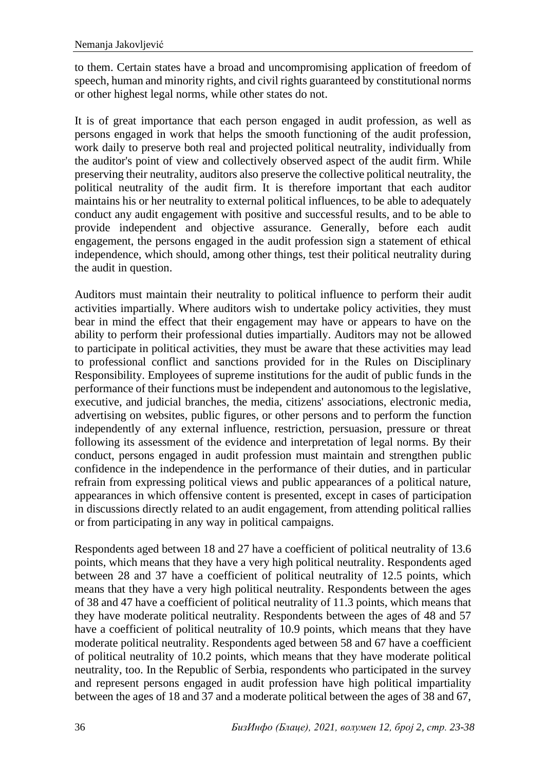to them. Certain states have a broad and uncompromising application of freedom of speech, human and minority rights, and civil rights guaranteed by constitutional norms or other highest legal norms, while other states do not.

It is of great importance that each person engaged in audit profession, as well as persons engaged in work that helps the smooth functioning of the audit profession, work daily to preserve both real and projected political neutrality, individually from the auditor's point of view and collectively observed aspect of the audit firm. While preserving their neutrality, auditors also preserve the collective political neutrality, the political neutrality of the audit firm. It is therefore important that each auditor maintains his or her neutrality to external political influences, to be able to adequately conduct any audit engagement with positive and successful results, and to be able to provide independent and objective assurance. Generally, before each audit engagement, the persons engaged in the audit profession sign a statement of ethical independence, which should, among other things, test their political neutrality during the audit in question.

Auditors must maintain their neutrality to political influence to perform their audit activities impartially. Where auditors wish to undertake policy activities, they must bear in mind the effect that their engagement may have or appears to have on the ability to perform their professional duties impartially. Auditors may not be allowed to participate in political activities, they must be aware that these activities may lead to professional conflict and sanctions provided for in the Rules on Disciplinary Responsibility. Employees of supreme institutions for the audit of public funds in the performance of their functions must be independent and autonomous to the legislative, executive, and judicial branches, the media, citizens' associations, electronic media, advertising on websites, public figures, or other persons and to perform the function independently of any external influence, restriction, persuasion, pressure or threat following its assessment of the evidence and interpretation of legal norms. By their conduct, persons engaged in audit profession must maintain and strengthen public confidence in the independence in the performance of their duties, and in particular refrain from expressing political views and public appearances of a political nature, appearances in which offensive content is presented, except in cases of participation in discussions directly related to an audit engagement, from attending political rallies or from participating in any way in political campaigns.

Respondents aged between 18 and 27 have a coefficient of political neutrality of 13.6 points, which means that they have a very high political neutrality. Respondents aged between 28 and 37 have a coefficient of political neutrality of 12.5 points, which means that they have a very high political neutrality. Respondents between the ages of 38 and 47 have a coefficient of political neutrality of 11.3 points, which means that they have moderate political neutrality. Respondents between the ages of 48 and 57 have a coefficient of political neutrality of 10.9 points, which means that they have moderate political neutrality. Respondents aged between 58 and 67 have a coefficient of political neutrality of 10.2 points, which means that they have moderate political neutrality, too. In the Republic of Serbia, respondents who participated in the survey and represent persons engaged in audit profession have high political impartiality between the ages of 18 and 37 and a moderate political between the ages of 38 and 67,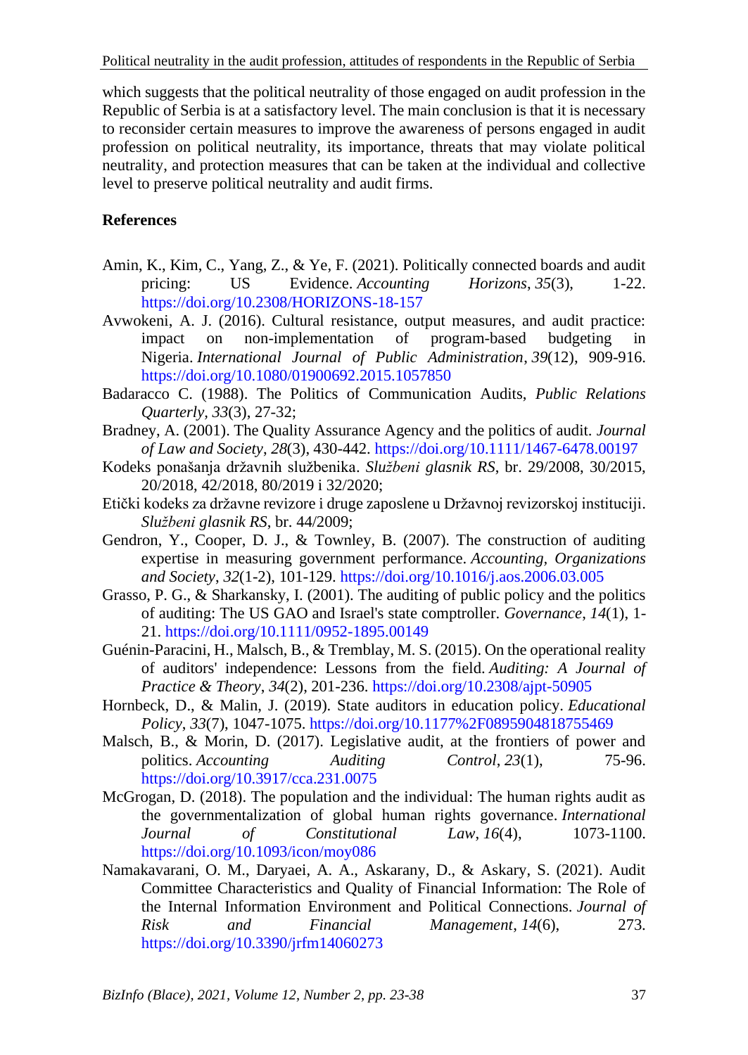which suggests that the political neutrality of those engaged on audit profession in the Republic of Serbia is at a satisfactory level. The main conclusion is that it is necessary to reconsider certain measures to improve the awareness of persons engaged in audit profession on political neutrality, its importance, threats that may violate political neutrality, and protection measures that can be taken at the individual and collective level to preserve political neutrality and audit firms.

**References**

Amin, K., Kim, C., Yang, Z., & Ye, F. (2021). Politically connected boards and audit pricing: US Evidence. *Accounting Horizons*, *35*(3), 1-22. https://doi.org/10.2308/HORIZONS-18-157

Avwokeni, A. J. (2016). Cultural resistance, output measures, and audit practice: impact on non-implementation of program-based budgeting in Nigeria. *International Journal of Public Administration*, *39*(12), 909-916. https://doi.org/10.1080/01900692.2015.1057850

Badaracco C. (1988). The Politics of Communication Audits, *Public Relations Quarterly, 33*(3), 27-32;

Bradney, A. (2001). The Quality Assurance Agency and the politics of audit. *Journal of Law and Society*, *28*(3), 430-442. https://doi.org/10.1111/1467-6478.00197

Kodeks ponašanja državnih službenika. *Službeni glasnik RS*, br. 29/2008, 30/2015, 20/2018, 42/2018, 80/2019 i 32/2020;

Etički kodeks za državne revizore i druge zaposlene u Državnoj revizorskoj instituciji. *Službeni glasnik RS*, br. 44/2009;

Gendron, Y., Cooper, D. J., & Townley, B. (2007). The construction of auditing expertise in measuring government performance. *Accounting, Organizations and Society*, *32*(1-2), 101-129. https://doi.org/10.1016/j.aos.2006.03.005

Grasso, P. G., & Sharkansky, I. (2001). The auditing of public policy and the politics of auditing: The US GAO and Israel's state comptroller. *Governance*, *14*(1), 1-21. https://doi.org/10.1111/0952-1895.00149

Guénin-Paracini, H., Malsch, B., & Tremblay, M. S. (2015). On the operational reality of auditors' independence: Lessons from the field. *Auditing: A Journal of Practice & Theory*, *34*(2), 201-236. https://doi.org/10.2308/ajpt-50905

Hornbeck, D., & Malin, J. (2019). State auditors in education policy. *Educational Policy*, *33*(7), 1047-1075. https://doi.org/10.1177%2F0895904818755469

Malsch, B., & Morin, D. (2017). Legislative audit, at the frontiers of power and politics. *Accounting Auditing Control*, *23*(1), 75-96. https://doi.org/10.3917/cca.231.0075

McGrogan, D. (2018). The population and the individual: The human rights audit as the governmentalization of global human rights governance. *International Journal of Constitutional Law*, *16*(4), 1073-1100. https://doi.org/10.1093/icon/moy086

Namakavarani, O. M., Daryaei, A. A., Askarany, D., & Askary, S. (2021). Audit Committee Characteristics and Quality of Financial Information: The Role of the Internal Information Environment and Political Connections. *Journal of Risk and Financial Management*, *14*(6), 273. https://doi.org/10.3390/jrfm14060273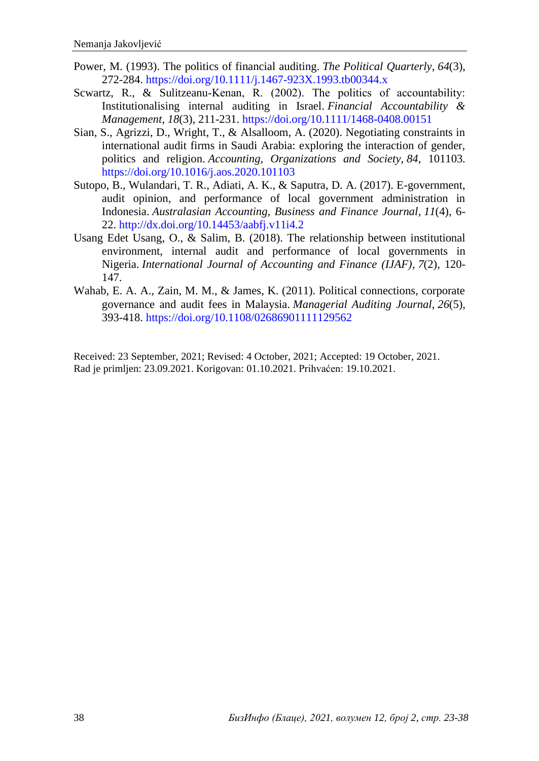Power, M. (1993). The politics of financial auditing. *The Political Quarterly*, *64*(3), 272-284. https://doi.org/10.1111/j.1467-923X.1993.tb00344.x

Scwartz, R., & Sulitzeanu-Kenan, R. (2002). The politics of accountability: Institutionalising internal auditing in Israel. *Financial Accountability & Management*, *18*(3), 211-231. https://doi.org/10.1111/1468-0408.00151

Sian, S., Agrizzi, D., Wright, T., & Alsalloom, A. (2020). Negotiating constraints in international audit firms in Saudi Arabia: exploring the interaction of gender, politics and religion. *Accounting, Organizations and Society*, *84*, 101103. https://doi.org/10.1016/j.aos.2020.101103

Sutopo, B., Wulandari, T. R., Adiati, A. K., & Saputra, D. A. (2017). E-government, audit opinion, and performance of local government administration in Indonesia. *Australasian Accounting, Business and Finance Journal*, *11*(4), 6-22. http://dx.doi.org/10.14453/aabfj.v11i4.2

Usang Edet Usang, O., & Salim, B. (2018). The relationship between institutional environment, internal audit and performance of local governments in Nigeria. *International Journal of Accounting and Finance (IJAF)*, *7*(2), 120-147.

Wahab, E. A. A., Zain, M. M., & James, K. (2011). Political connections, corporate governance and audit fees in Malaysia. *Managerial Auditing Journal*, *26*(5), 393-418. https://doi.org/10.1108/02686901111129562

Received: 23 September, 2021; Revised: 4 October, 2021; Accepted: 19 October, 2021.
Rad je primljen: 23.09.2021. Korigovan: 01.10.2021. Prihvaćen: 19.10.2021.